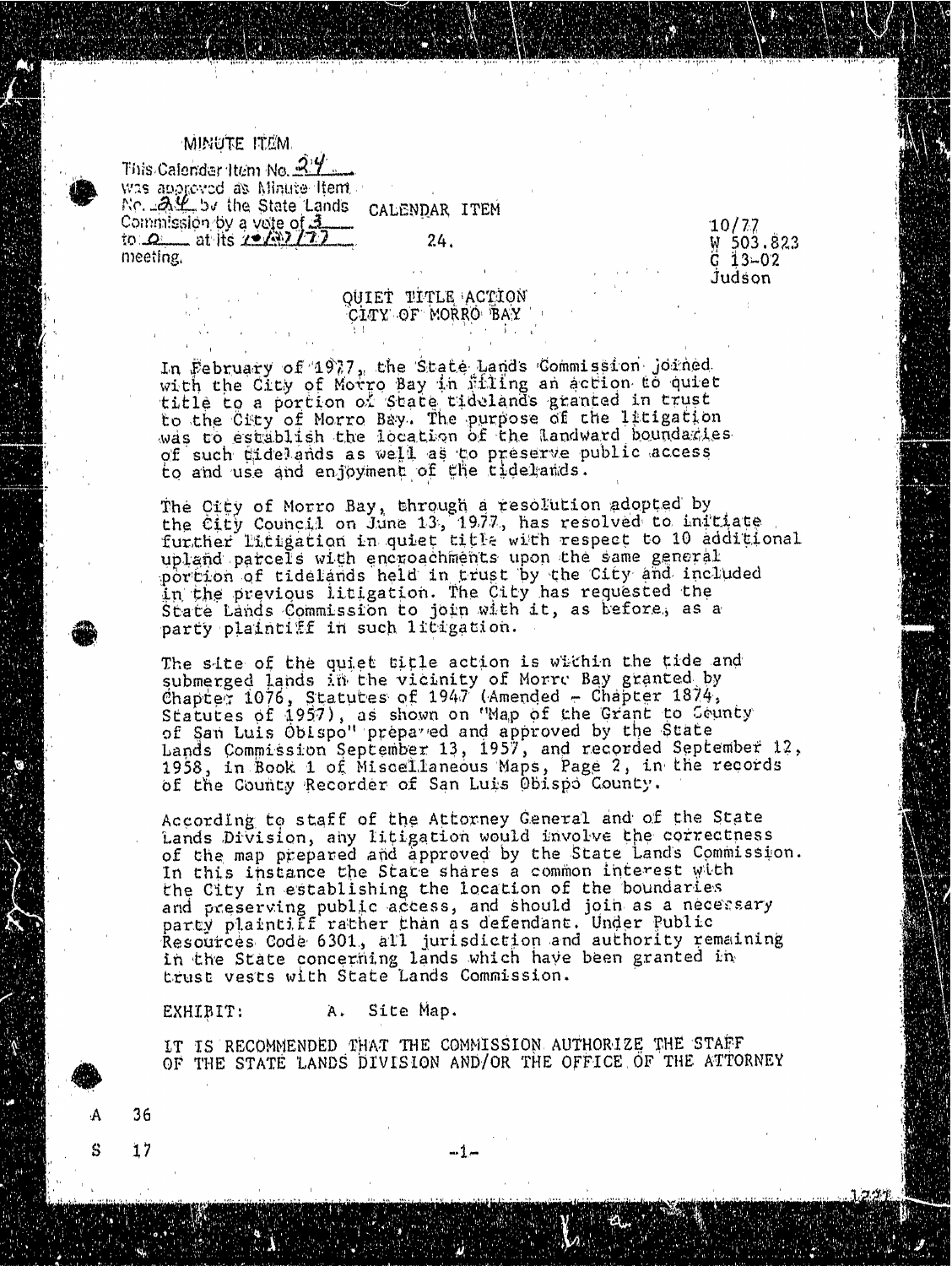MINUTE ITEM

This Calendar Item No. 24 was approved as Minute Item No. 24 by the State Lands Commission by a vote of 3 to 0 at its 10/27/77 meeting.

CALENDAR ITEM

24.

10/77
W 503.823
G 13-02
Judson

## QUIET TITLE ACTION
## CITY OF MORRO BAY

In February of 1977, the State Lands Commission joined with the City of Morro Bay in filing an action to quiet title to a portion of State tidelands granted in trust to the City of Morro Bay. The purpose of the litigation was to establish the location of the landward boundaries of such tidelands as well as to preserve public access to and use and enjoyment of the tidelands.

The City of Morro Bay, through a resolution adopted by the City Council on June 13, 1977, has resolved to initiate further litigation in quiet title with respect to 10 additional upland parcels with encroachments upon the same general portion of tidelands held in trust by the City and included in the previous litigation. The City has requested the State Lands Commission to join with it, as before, as a party plaintiff in such litigation.

The site of the quiet title action is within the tide and submerged lands in the vicinity of Morro Bay granted by Chapter 1076, Statutes of 1947 (Amended - Chapter 1874, Statutes of 1957), as shown on "Map of the Grant to County of San Luis Obispo" prepared and approved by the State Lands Commission September 13, 1957, and recorded September 12, 1958, in Book 1 of Miscellaneous Maps, Page 2, in the records of the County Recorder of San Luis Obispo County.

According to staff of the Attorney General and of the State Lands Division, any litigation would involve the correctness of the map prepared and approved by the State Lands Commission. In this instance the State shares a common interest with the City in establishing the location of the boundaries and preserving public access, and should join as a necessary party plaintiff rather than as defendant. Under Public Resources Code 6301, all jurisdiction and authority remaining in the State concerning lands which have been granted in trust vests with State Lands Commission.

EXHIBIT: A. Site Map.

IT IS RECOMMENDED THAT THE COMMISSION AUTHORIZE THE STAFF OF THE STATE LANDS DIVISION AND/OR THE OFFICE OF THE ATTORNEY

A 36

S 17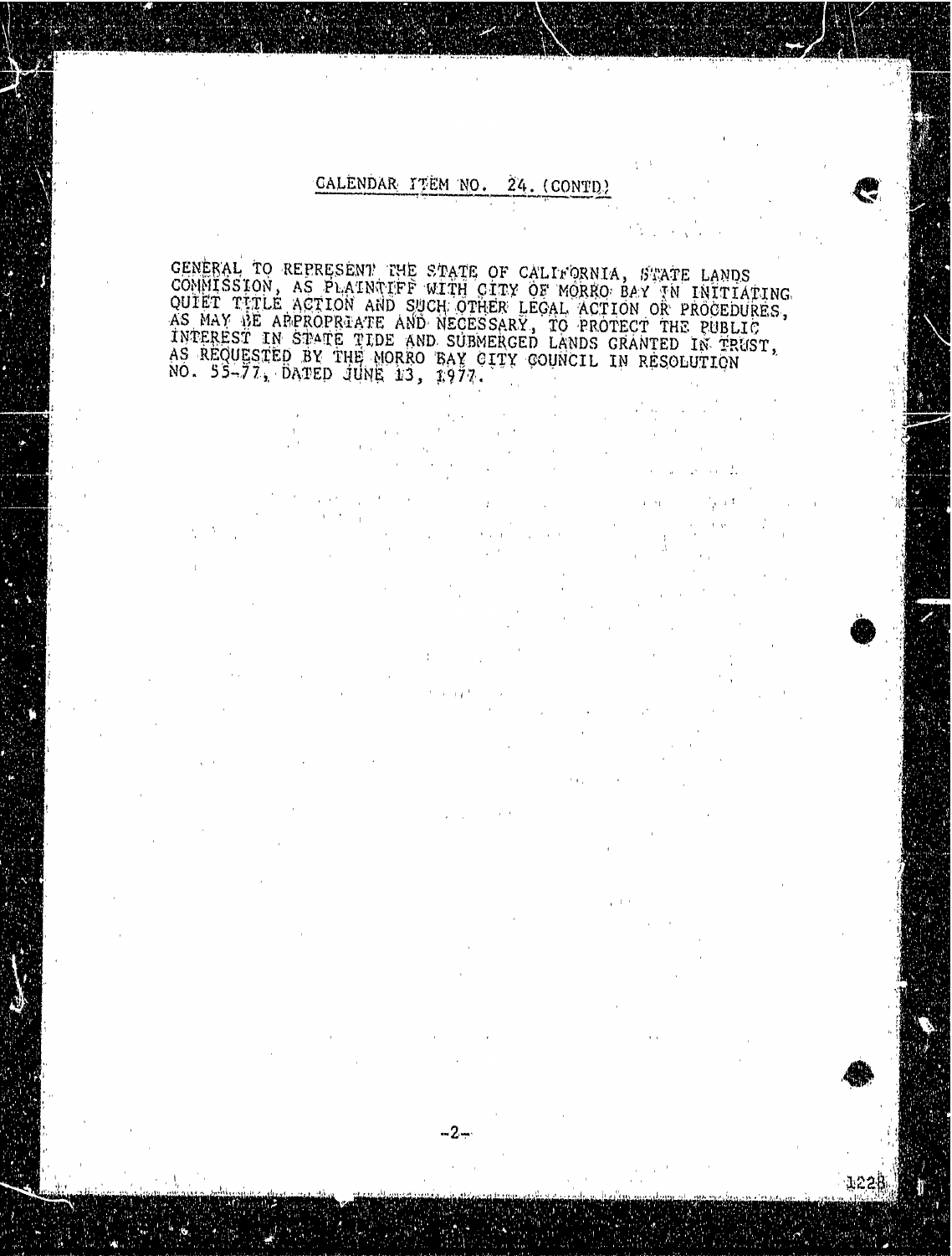CALENDAR ITEM NO. 24. (CONTD)

GENERAL TO REPRESENT THE STATE OF CALIFORNIA, STATE LANDS COMMISSION, AS PLAINTIFF WITH CITY OF MORRO BAY IN INITIATING QUIET TITLE ACTION AND SUCH OTHER LEGAL ACTION OR PROCEDURES, AS MAY BE APPROPRIATE AND NECESSARY, TO PROTECT THE PUBLIC INTEREST IN STATE TIDE AND SUBMERGED LANDS GRANTED IN TRUST, AS REQUESTED BY THE MORRO BAY CITY COUNCIL IN RESOLUTION NO. 55-77, DATED JUNE 13, 1977.